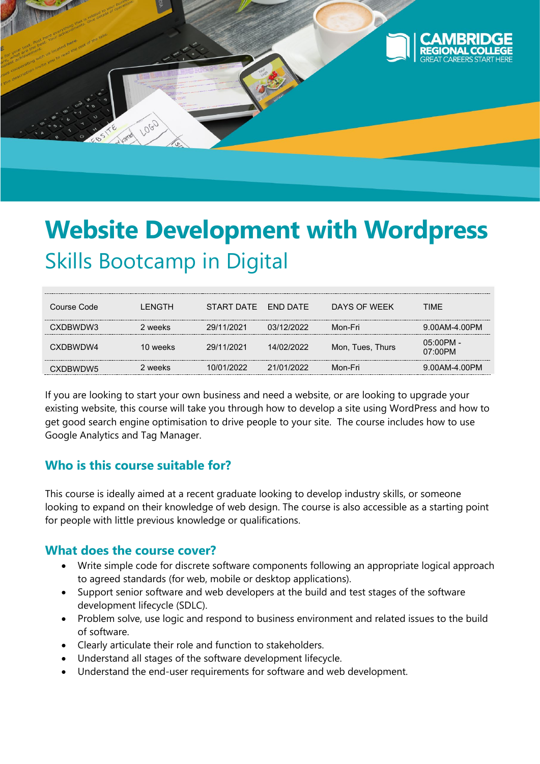# Website Development with Wordpress

## Skills Bootcamp in Digital

| Course Code | LENGTH | START DATE | END DATE | DAYS OF WEEK | TIME |
|---|---|---|---|---|---|
| CXDBWDW3 | 2 weeks | 29/11/2021 | 03/12/2022 | Mon-Fri | 9.00AM-4.00PM |
| CXDBWDW4 | 10 weeks | 29/11/2021 | 14/02/2022 | Mon, Tues, Thurs | 05:00PM - 07:00PM |
| CXDBWDW5 | 2 weeks | 10/01/2022 | 21/01/2022 | Mon-Fri | 9.00AM-4.00PM |

If you are looking to start your own business and need a website, or are looking to upgrade your existing website, this course will take you through how to develop a site using WordPress and how to get good search engine optimisation to drive people to your site. The course includes how to use Google Analytics and Tag Manager.

### Who is this course suitable for?

This course is ideally aimed at a recent graduate looking to develop industry skills, or someone looking to expand on their knowledge of web design. The course is also accessible as a starting point for people with little previous knowledge or qualifications.

### What does the course cover?

- Write simple code for discrete software components following an appropriate logical approach to agreed standards (for web, mobile or desktop applications).
- Support senior software and web developers at the build and test stages of the software development lifecycle (SDLC).
- Problem solve, use logic and respond to business environment and related issues to the build of software.
- Clearly articulate their role and function to stakeholders.
- Understand all stages of the software development lifecycle.
- Understand the end-user requirements for software and web development.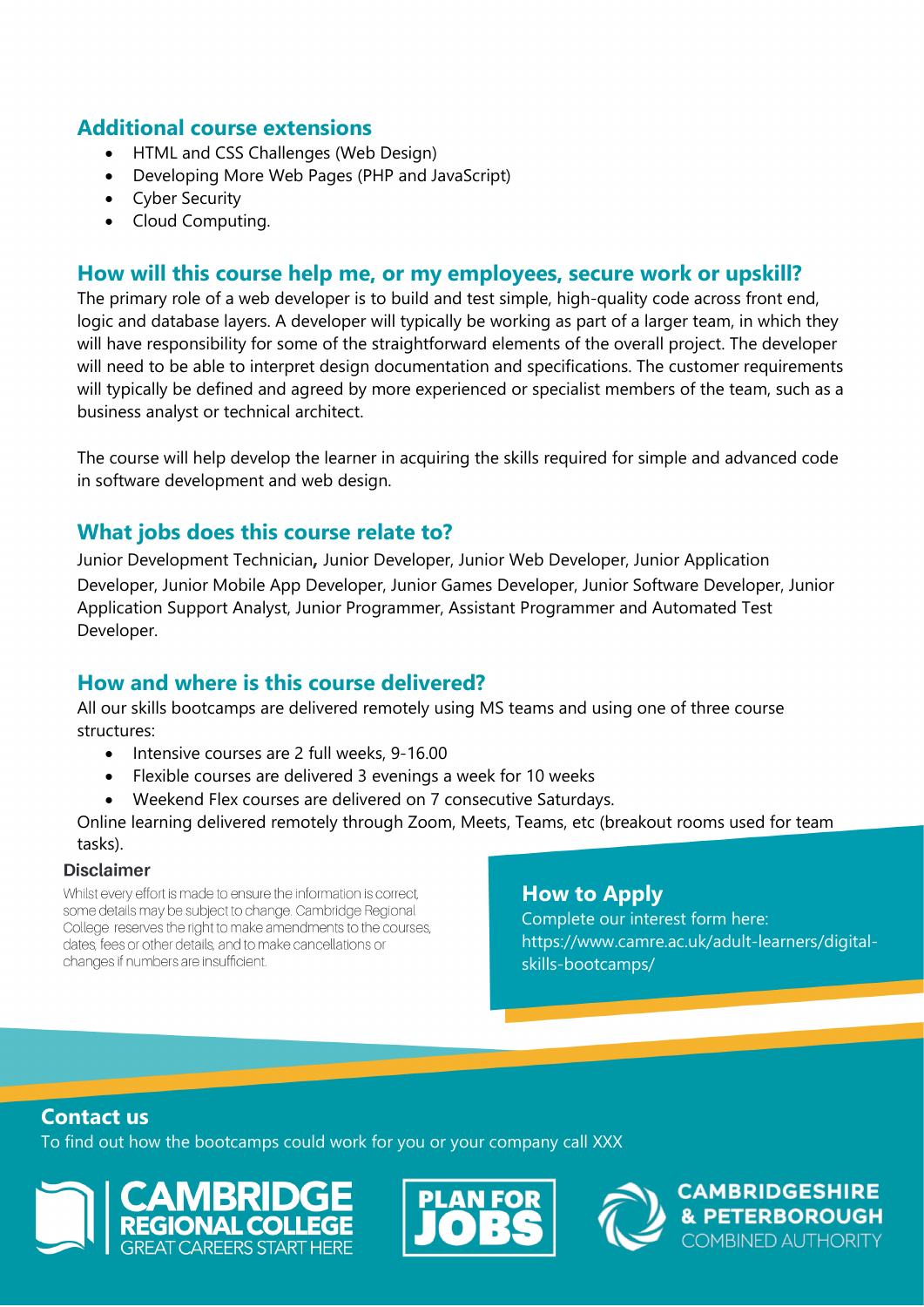## Additional course extensions

- HTML and CSS Challenges (Web Design)
- Developing More Web Pages (PHP and JavaScript)
- Cyber Security
- Cloud Computing.

## How will this course help me, or my employees, secure work or upskill?

The primary role of a web developer is to build and test simple, high-quality code across front end, logic and database layers. A developer will typically be working as part of a larger team, in which they will have responsibility for some of the straightforward elements of the overall project. The developer will need to be able to interpret design documentation and specifications. The customer requirements will typically be defined and agreed by more experienced or specialist members of the team, such as a business analyst or technical architect.

The course will help develop the learner in acquiring the skills required for simple and advanced code in software development and web design.

## What jobs does this course relate to?

Junior Development Technician**,** Junior Developer, Junior Web Developer, Junior Application Developer, Junior Mobile App Developer, Junior Games Developer, Junior Software Developer, Junior Application Support Analyst, Junior Programmer, Assistant Programmer and Automated Test Developer.

## How and where is this course delivered?

All our skills bootcamps are delivered remotely using MS teams and using one of three course structures:

- Intensive courses are 2 full weeks, 9-16.00
- Flexible courses are delivered 3 evenings a week for 10 weeks
- Weekend Flex courses are delivered on 7 consecutive Saturdays.

Online learning delivered remotely through Zoom, Meets, Teams, etc (breakout rooms used for team tasks).

### Disclaimer

Whilst every effort is made to ensure the information is correct, some details may be subject to change. Cambridge Regional College reserves the right to make amendments to the courses, dates, fees or other details, and to make cancellations or changes if numbers are insufficient.

## How to Apply

Complete our interest form here: https://www.camre.ac.uk/adult-learners/digital-skills-bootcamps/

## Contact us

To find out how the bootcamps could work for you or your company call XXX

CAMBRIDGE REGIONAL COLLEGE
GREAT CAREERS START HERE

PLAN FOR JOBS

CAMBRIDGESHIRE & PETERBOROUGH COMBINED AUTHORITY